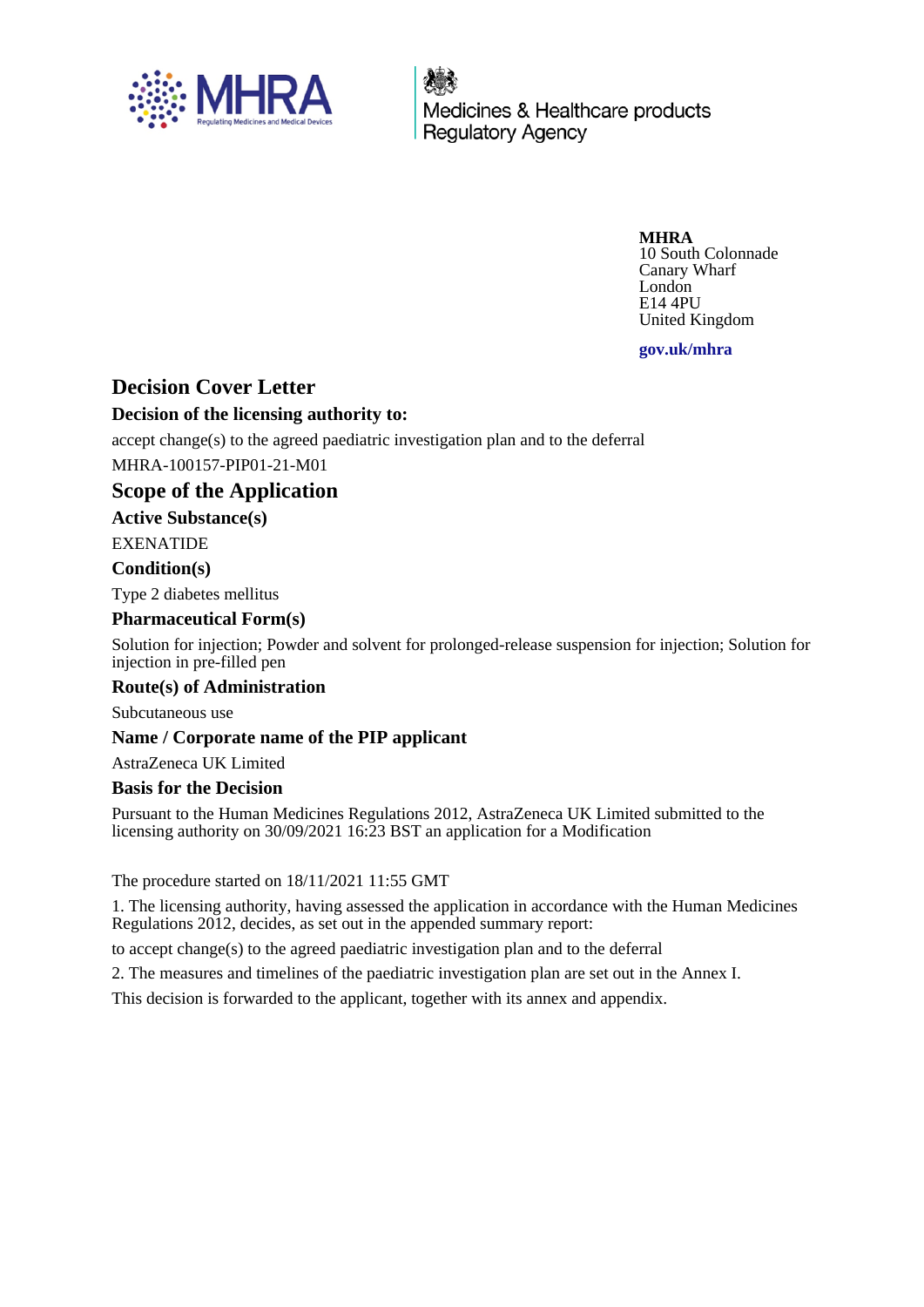MHRA
10 South Colonnade
Canary Wharf
London
E14 4PU
United Kingdom

**gov.uk/mhra**

# Decision Cover Letter

### Decision of the licensing authority to:

accept change(s) to the agreed paediatric investigation plan and to the deferral

MHRA-100157-PIP01-21-M01

## Scope of the Application

### Active Substance(s)

EXENATIDE

### Condition(s)

Type 2 diabetes mellitus

### Pharmaceutical Form(s)

Solution for injection; Powder and solvent for prolonged-release suspension for injection; Solution for injection in pre-filled pen

### Route(s) of Administration

Subcutaneous use

### Name / Corporate name of the PIP applicant

AstraZeneca UK Limited

### Basis for the Decision

Pursuant to the Human Medicines Regulations 2012, AstraZeneca UK Limited submitted to the licensing authority on 30/09/2021 16:23 BST an application for a Modification

The procedure started on 18/11/2021 11:55 GMT

1. The licensing authority, having assessed the application in accordance with the Human Medicines Regulations 2012, decides, as set out in the appended summary report:

to accept change(s) to the agreed paediatric investigation plan and to the deferral

2. The measures and timelines of the paediatric investigation plan are set out in the Annex I.

This decision is forwarded to the applicant, together with its annex and appendix.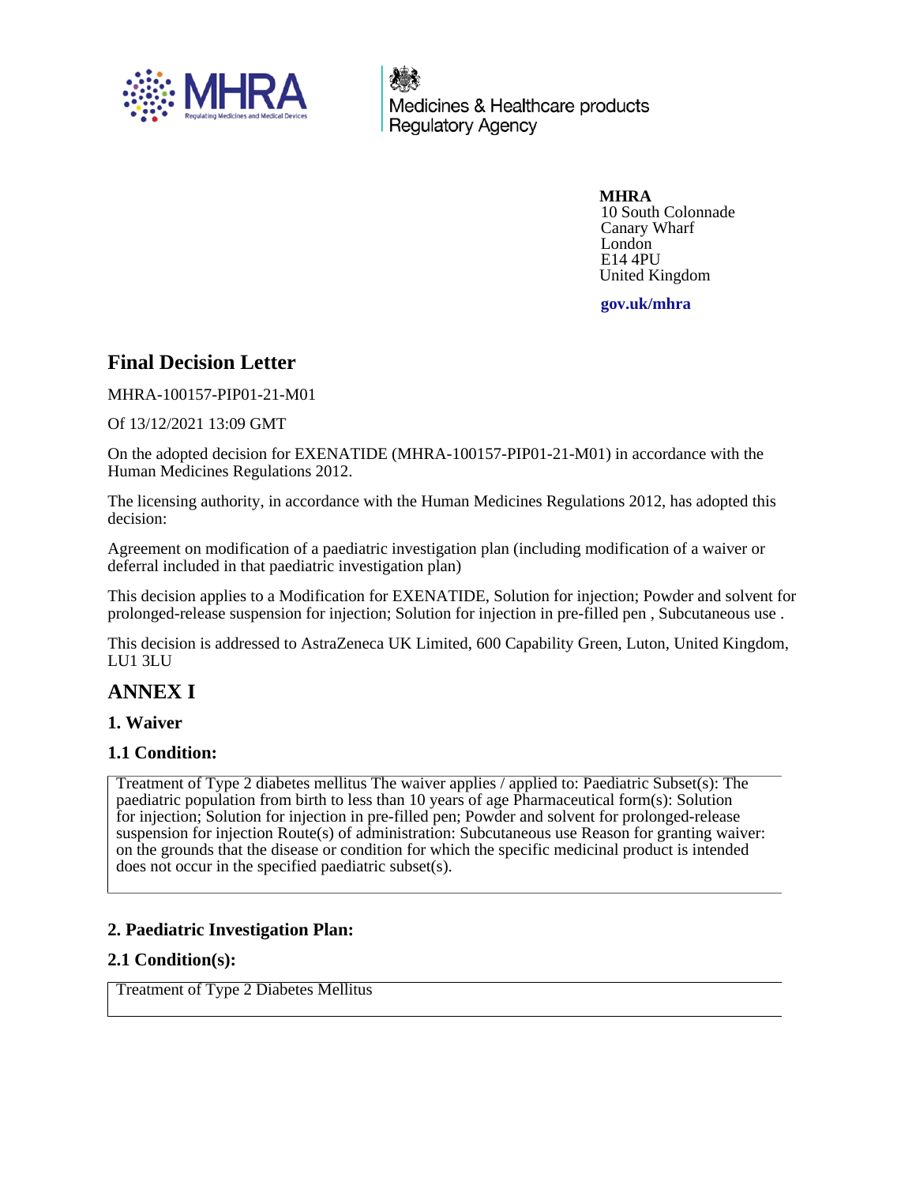**MHRA**
10 South Colonnade
Canary Wharf
London
E14 4PU
United Kingdom

**gov.uk/mhra**

## Final Decision Letter

MHRA-100157-PIP01-21-M01

Of 13/12/2021 13:09 GMT

On the adopted decision for EXENATIDE (MHRA-100157-PIP01-21-M01) in accordance with the Human Medicines Regulations 2012.

The licensing authority, in accordance with the Human Medicines Regulations 2012, has adopted this decision:

Agreement on modification of a paediatric investigation plan (including modification of a waiver or deferral included in that paediatric investigation plan)

This decision applies to a Modification for EXENATIDE, Solution for injection; Powder and solvent for prolonged-release suspension for injection; Solution for injection in pre-filled pen , Subcutaneous use .

This decision is addressed to AstraZeneca UK Limited, 600 Capability Green, Luton, United Kingdom, LU1 3LU

## ANNEX I

### 1. Waiver

### 1.1 Condition:

Treatment of Type 2 diabetes mellitus The waiver applies / applied to: Paediatric Subset(s): The paediatric population from birth to less than 10 years of age Pharmaceutical form(s): Solution for injection; Solution for injection in pre-filled pen; Powder and solvent for prolonged-release suspension for injection Route(s) of administration: Subcutaneous use Reason for granting waiver: on the grounds that the disease or condition for which the specific medicinal product is intended does not occur in the specified paediatric subset(s).

### 2. Paediatric Investigation Plan:

### 2.1 Condition(s):

Treatment of Type 2 Diabetes Mellitus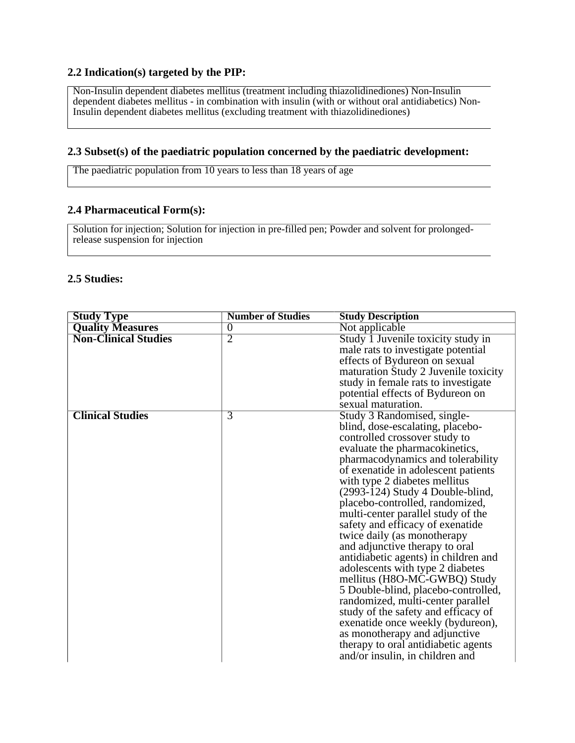### 2.2 Indication(s) targeted by the PIP:

Non-Insulin dependent diabetes mellitus (treatment including thiazolidinediones) Non-Insulin dependent diabetes mellitus - in combination with insulin (with or without oral antidiabetics) Non-Insulin dependent diabetes mellitus (excluding treatment with thiazolidinediones)

### 2.3 Subset(s) of the paediatric population concerned by the paediatric development:

The paediatric population from 10 years to less than 18 years of age

### 2.4 Pharmaceutical Form(s):

Solution for injection; Solution for injection in pre-filled pen; Powder and solvent for prolonged-release suspension for injection

### 2.5 Studies:

| Study Type | Number of Studies | Study Description |
| --- | --- | --- |
| **Quality Measures** | 0 | Not applicable |
| **Non-Clinical Studies** | 2 | Study 1 Juvenile toxicity study in male rats to investigate potential effects of Bydureon on sexual maturation Study 2 Juvenile toxicity study in female rats to investigate potential effects of Bydureon on sexual maturation. |
| **Clinical Studies** | 3 | Study 3 Randomised, single-blind, dose-escalating, placebo-controlled crossover study to evaluate the pharmacokinetics, pharmacodynamics and tolerability of exenatide in adolescent patients with type 2 diabetes mellitus (2993-124) Study 4 Double-blind, placebo-controlled, randomized, multi-center parallel study of the safety and efficacy of exenatide twice daily (as monotherapy and adjunctive therapy to oral antidiabetic agents) in children and adolescents with type 2 diabetes mellitus (H8O-MC-GWBQ) Study 5 Double-blind, placebo-controlled, randomized, multi-center parallel study of the safety and efficacy of exenatide once weekly (bydureon), as monotherapy and adjunctive therapy to oral antidiabetic agents and/or insulin, in children and |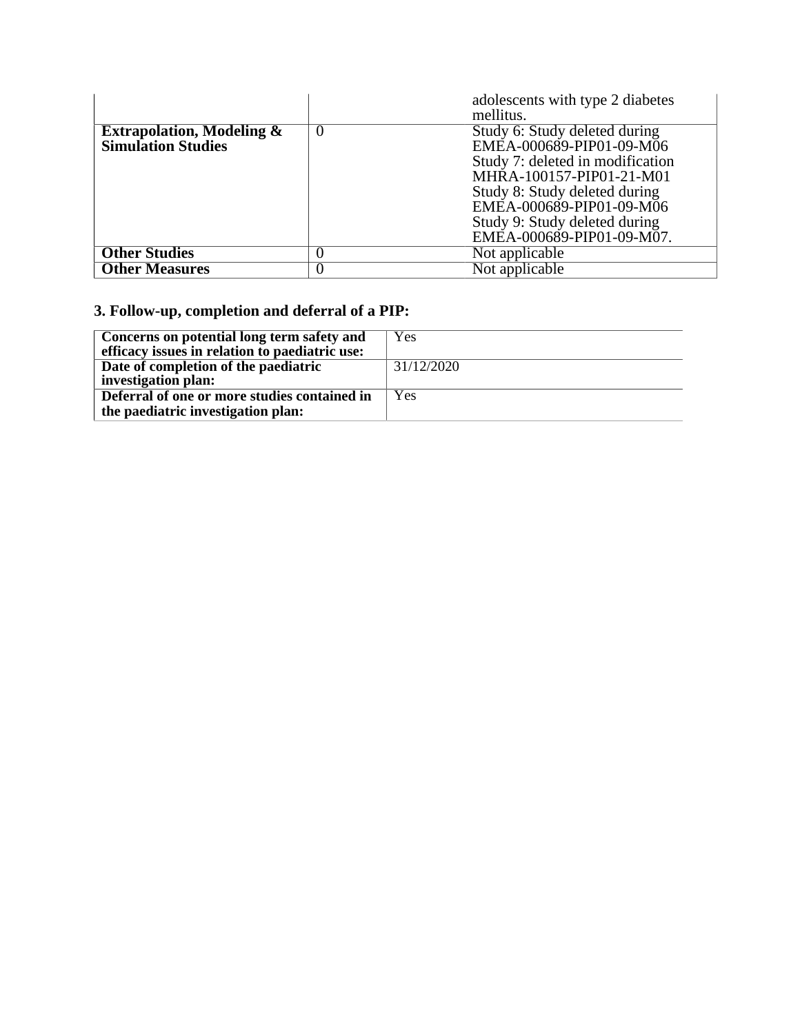| | | |
|---|---|---|
| | | adolescents with type 2 diabetes mellitus. |
| **Extrapolation, Modeling & Simulation Studies** | 0 | Study 6: Study deleted during EMEA-000689-PIP01-09-M06<br>Study 7: deleted in modification MHRA-100157-PIP01-21-M01<br>Study 8: Study deleted during EMEA-000689-PIP01-09-M06<br>Study 9: Study deleted during EMEA-000689-PIP01-09-M07. |
| **Other Studies** | 0 | Not applicable |
| **Other Measures** | 0 | Not applicable |

### 3. Follow-up, completion and deferral of a PIP:

| | |
|---|---|
| **Concerns on potential long term safety and efficacy issues in relation to paediatric use:** | Yes |
| **Date of completion of the paediatric investigation plan:** | 31/12/2020 |
| **Deferral of one or more studies contained in the paediatric investigation plan:** | Yes |